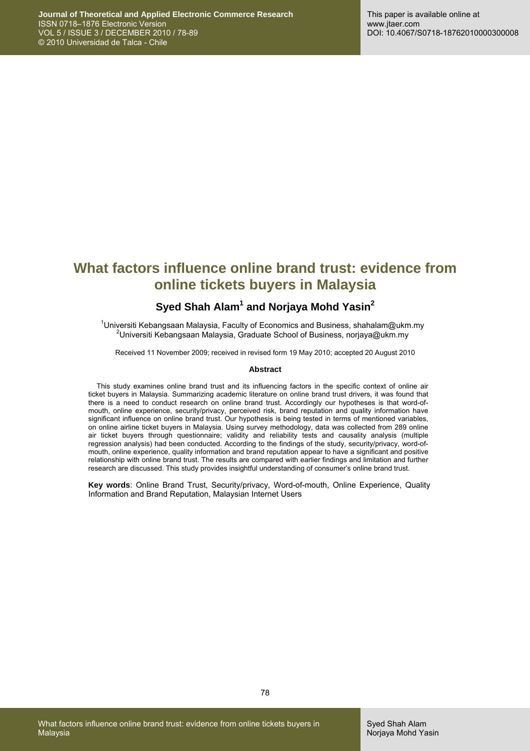# What factors influence online brand trust: evidence from online tickets buyers in Malaysia

## Syed Shah Alam[1] and Norjaya Mohd Yasin[2]

[1]Universiti Kebangsaan Malaysia, Faculty of Economics and Business, shahalam@ukm.my
[2]Universiti Kebangsaan Malaysia, Graduate School of Business, norjaya@ukm.my

Received 11 November 2009; received in revised form 19 May 2010; accepted 20 August 2010

### Abstract

This study examines online brand trust and its influencing factors in the specific context of online air ticket buyers in Malaysia. Summarizing academic literature on online brand trust drivers, it was found that there is a need to conduct research on online brand trust. Accordingly our hypotheses is that word-of-mouth, online experience, security/privacy, perceived risk, brand reputation and quality information have significant influence on online brand trust. Our hypothesis is being tested in terms of mentioned variables, on online airline ticket buyers in Malaysia. Using survey methodology, data was collected from 289 online air ticket buyers through questionnaire; validity and reliability tests and causality analysis (multiple regression analysis) had been conducted. According to the findings of the study, security/privacy, word-of-mouth, online experience, quality information and brand reputation appear to have a significant and positive relationship with online brand trust. The results are compared with earlier findings and limitation and further research are discussed. This study provides insightful understanding of consumer's online brand trust.

**Key words**: Online Brand Trust, Security/privacy, Word-of-mouth, Online Experience, Quality Information and Brand Reputation, Malaysian Internet Users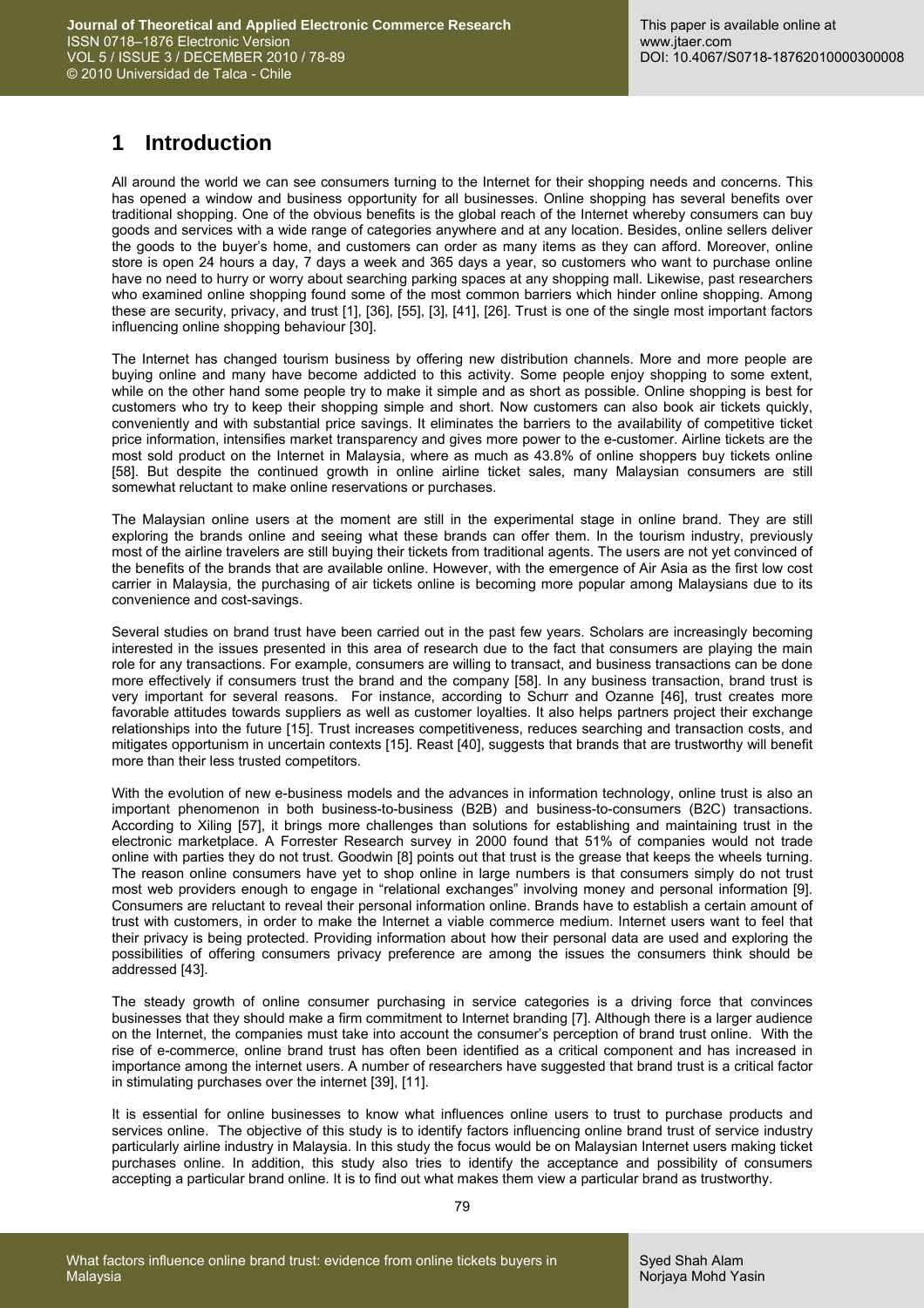# 1 Introduction

All around the world we can see consumers turning to the Internet for their shopping needs and concerns. This has opened a window and business opportunity for all businesses. Online shopping has several benefits over traditional shopping. One of the obvious benefits is the global reach of the Internet whereby consumers can buy goods and services with a wide range of categories anywhere and at any location. Besides, online sellers deliver the goods to the buyer's home, and customers can order as many items as they can afford. Moreover, online store is open 24 hours a day, 7 days a week and 365 days a year, so customers who want to purchase online have no need to hurry or worry about searching parking spaces at any shopping mall. Likewise, past researchers who examined online shopping found some of the most common barriers which hinder online shopping. Among these are security, privacy, and trust [1], [36], [55], [3], [41], [26]. Trust is one of the single most important factors influencing online shopping behaviour [30].

The Internet has changed tourism business by offering new distribution channels. More and more people are buying online and many have become addicted to this activity. Some people enjoy shopping to some extent, while on the other hand some people try to make it simple and as short as possible. Online shopping is best for customers who try to keep their shopping simple and short. Now customers can also book air tickets quickly, conveniently and with substantial price savings. It eliminates the barriers to the availability of competitive ticket price information, intensifies market transparency and gives more power to the e-customer. Airline tickets are the most sold product on the Internet in Malaysia, where as much as 43.8% of online shoppers buy tickets online [58]. But despite the continued growth in online airline ticket sales, many Malaysian consumers are still somewhat reluctant to make online reservations or purchases.

The Malaysian online users at the moment are still in the experimental stage in online brand. They are still exploring the brands online and seeing what these brands can offer them. In the tourism industry, previously most of the airline travelers are still buying their tickets from traditional agents. The users are not yet convinced of the benefits of the brands that are available online. However, with the emergence of Air Asia as the first low cost carrier in Malaysia, the purchasing of air tickets online is becoming more popular among Malaysians due to its convenience and cost-savings.

Several studies on brand trust have been carried out in the past few years. Scholars are increasingly becoming interested in the issues presented in this area of research due to the fact that consumers are playing the main role for any transactions. For example, consumers are willing to transact, and business transactions can be done more effectively if consumers trust the brand and the company [58]. In any business transaction, brand trust is very important for several reasons. For instance, according to Schurr and Ozanne [46], trust creates more favorable attitudes towards suppliers as well as customer loyalties. It also helps partners project their exchange relationships into the future [15]. Trust increases competitiveness, reduces searching and transaction costs, and mitigates opportunism in uncertain contexts [15]. Reast [40], suggests that brands that are trustworthy will benefit more than their less trusted competitors.

With the evolution of new e-business models and the advances in information technology, online trust is also an important phenomenon in both business-to-business (B2B) and business-to-consumers (B2C) transactions. According to Xiling [57], it brings more challenges than solutions for establishing and maintaining trust in the electronic marketplace. A Forrester Research survey in 2000 found that 51% of companies would not trade online with parties they do not trust. Goodwin [8] points out that trust is the grease that keeps the wheels turning. The reason online consumers have yet to shop online in large numbers is that consumers simply do not trust most web providers enough to engage in "relational exchanges" involving money and personal information [9]. Consumers are reluctant to reveal their personal information online. Brands have to establish a certain amount of trust with customers, in order to make the Internet a viable commerce medium. Internet users want to feel that their privacy is being protected. Providing information about how their personal data are used and exploring the possibilities of offering consumers privacy preference are among the issues the consumers think should be addressed [43].

The steady growth of online consumer purchasing in service categories is a driving force that convinces businesses that they should make a firm commitment to Internet branding [7]. Although there is a larger audience on the Internet, the companies must take into account the consumer's perception of brand trust online. With the rise of e-commerce, online brand trust has often been identified as a critical component and has increased in importance among the internet users. A number of researchers have suggested that brand trust is a critical factor in stimulating purchases over the internet [39], [11].

It is essential for online businesses to know what influences online users to trust to purchase products and services online. The objective of this study is to identify factors influencing online brand trust of service industry particularly airline industry in Malaysia. In this study the focus would be on Malaysian Internet users making ticket purchases online. In addition, this study also tries to identify the acceptance and possibility of consumers accepting a particular brand online. It is to find out what makes them view a particular brand as trustworthy.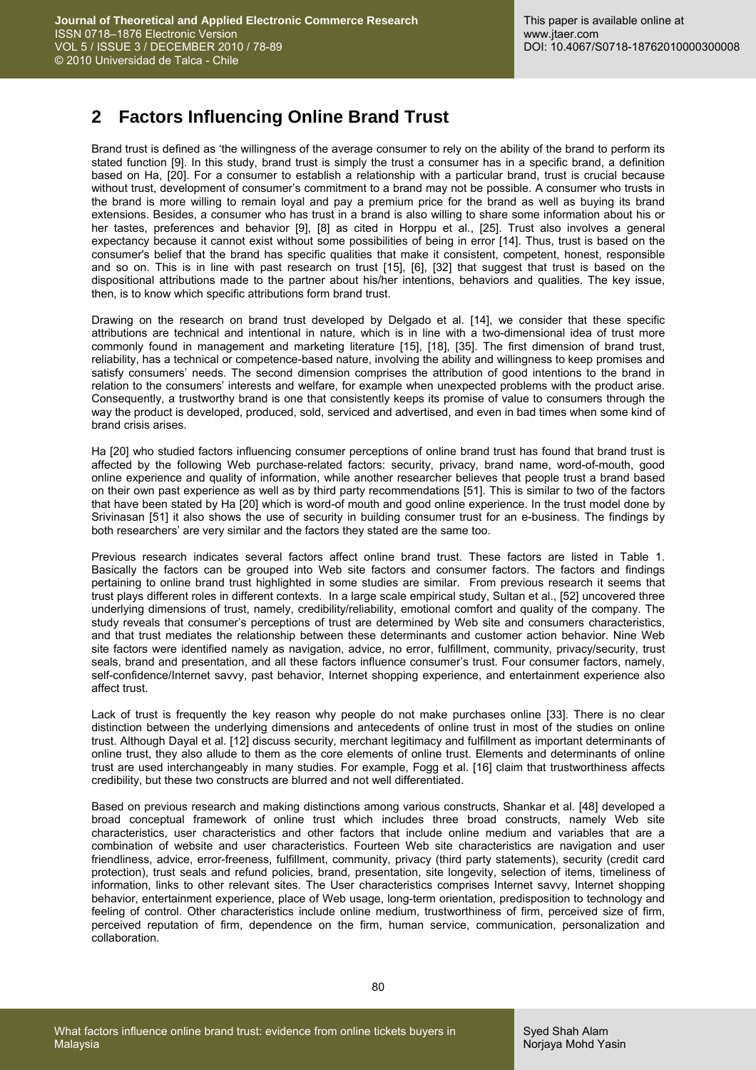## 2 Factors Influencing Online Brand Trust

Brand trust is defined as 'the willingness of the average consumer to rely on the ability of the brand to perform its stated function [9]. In this study, brand trust is simply the trust a consumer has in a specific brand, a definition based on Ha, [20]. For a consumer to establish a relationship with a particular brand, trust is crucial because without trust, development of consumer's commitment to a brand may not be possible. A consumer who trusts in the brand is more willing to remain loyal and pay a premium price for the brand as well as buying its brand extensions. Besides, a consumer who has trust in a brand is also willing to share some information about his or her tastes, preferences and behavior [9], [8] as cited in Horppu et al., [25]. Trust also involves a general expectancy because it cannot exist without some possibilities of being in error [14]. Thus, trust is based on the consumer's belief that the brand has specific qualities that make it consistent, competent, honest, responsible and so on. This is in line with past research on trust [15], [6], [32] that suggest that trust is based on the dispositional attributions made to the partner about his/her intentions, behaviors and qualities. The key issue, then, is to know which specific attributions form brand trust.

Drawing on the research on brand trust developed by Delgado et al. [14], we consider that these specific attributions are technical and intentional in nature, which is in line with a two-dimensional idea of trust more commonly found in management and marketing literature [15], [18], [35]. The first dimension of brand trust, reliability, has a technical or competence-based nature, involving the ability and willingness to keep promises and satisfy consumers' needs. The second dimension comprises the attribution of good intentions to the brand in relation to the consumers' interests and welfare, for example when unexpected problems with the product arise. Consequently, a trustworthy brand is one that consistently keeps its promise of value to consumers through the way the product is developed, produced, sold, serviced and advertised, and even in bad times when some kind of brand crisis arises.

Ha [20] who studied factors influencing consumer perceptions of online brand trust has found that brand trust is affected by the following Web purchase-related factors: security, privacy, brand name, word-of-mouth, good online experience and quality of information, while another researcher believes that people trust a brand based on their own past experience as well as by third party recommendations [51]. This is similar to two of the factors that have been stated by Ha [20] which is word-of mouth and good online experience. In the trust model done by Srivinasan [51] it also shows the use of security in building consumer trust for an e-business. The findings by both researchers' are very similar and the factors they stated are the same too.

Previous research indicates several factors affect online brand trust. These factors are listed in Table 1. Basically the factors can be grouped into Web site factors and consumer factors. The factors and findings pertaining to online brand trust highlighted in some studies are similar. From previous research it seems that trust plays different roles in different contexts. In a large scale empirical study, Sultan et al., [52] uncovered three underlying dimensions of trust, namely, credibility/reliability, emotional comfort and quality of the company. The study reveals that consumer's perceptions of trust are determined by Web site and consumers characteristics, and that trust mediates the relationship between these determinants and customer action behavior. Nine Web site factors were identified namely as navigation, advice, no error, fulfillment, community, privacy/security, trust seals, brand and presentation, and all these factors influence consumer's trust. Four consumer factors, namely, self-confidence/Internet savvy, past behavior, Internet shopping experience, and entertainment experience also affect trust.

Lack of trust is frequently the key reason why people do not make purchases online [33]. There is no clear distinction between the underlying dimensions and antecedents of online trust in most of the studies on online trust. Although Dayal et al. [12] discuss security, merchant legitimacy and fulfillment as important determinants of online trust, they also allude to them as the core elements of online trust. Elements and determinants of online trust are used interchangeably in many studies. For example, Fogg et al. [16] claim that trustworthiness affects credibility, but these two constructs are blurred and not well differentiated.

Based on previous research and making distinctions among various constructs, Shankar et al. [48] developed a broad conceptual framework of online trust which includes three broad constructs, namely Web site characteristics, user characteristics and other factors that include online medium and variables that are a combination of website and user characteristics. Fourteen Web site characteristics are navigation and user friendliness, advice, error-freeness, fulfillment, community, privacy (third party statements), security (credit card protection), trust seals and refund policies, brand, presentation, site longevity, selection of items, timeliness of information, links to other relevant sites. The User characteristics comprises Internet savvy, Internet shopping behavior, entertainment experience, place of Web usage, long-term orientation, predisposition to technology and feeling of control. Other characteristics include online medium, trustworthiness of firm, perceived size of firm, perceived reputation of firm, dependence on the firm, human service, communication, personalization and collaboration.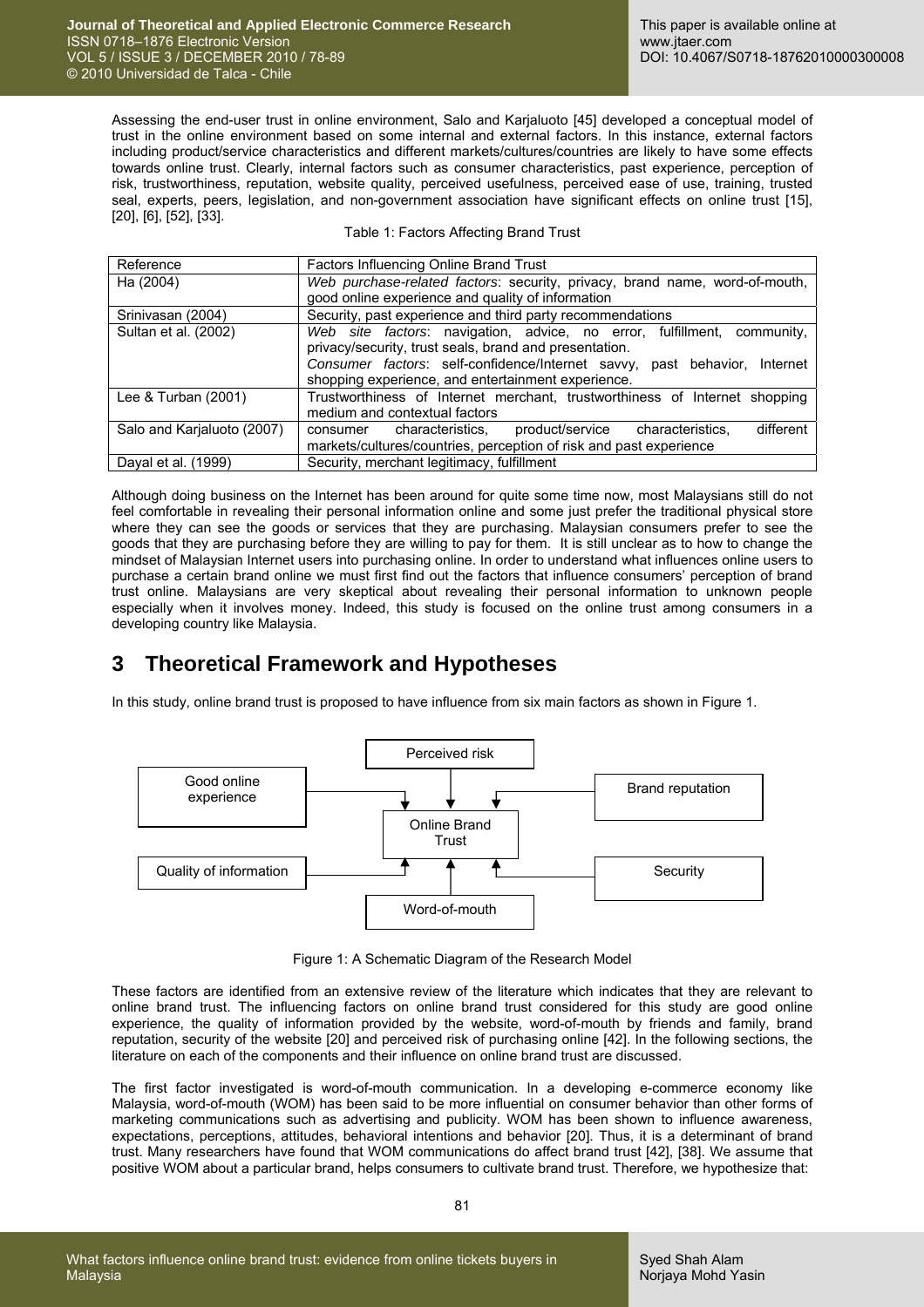Assessing the end-user trust in online environment, Salo and Karjaluoto [45] developed a conceptual model of trust in the online environment based on some internal and external factors. In this instance, external factors including product/service characteristics and different markets/cultures/countries are likely to have some effects towards online trust. Clearly, internal factors such as consumer characteristics, past experience, perception of risk, trustworthiness, reputation, website quality, perceived usefulness, perceived ease of use, training, trusted seal, experts, peers, legislation, and non-government association have significant effects on online trust [15], [20], [6], [52], [33].

Table 1: Factors Affecting Brand Trust

| Reference | Factors Influencing Online Brand Trust |
|---|---|
| Ha (2004) | *Web purchase-related factors*: security, privacy, brand name, word-of-mouth, good online experience and quality of information |
| Srinivasan (2004) | Security, past experience and third party recommendations |
| Sultan et al. (2002) | *Web site factors*: navigation, advice, no error, fulfillment, community, privacy/security, trust seals, brand and presentation. *Consumer factors*: self-confidence/Internet savvy, past behavior, Internet shopping experience, and entertainment experience. |
| Lee & Turban (2001) | Trustworthiness of Internet merchant, trustworthiness of Internet shopping medium and contextual factors |
| Salo and Karjaluoto (2007) | consumer characteristics, product/service characteristics, different markets/cultures/countries, perception of risk and past experience |
| Dayal et al. (1999) | Security, merchant legitimacy, fulfillment |

Although doing business on the Internet has been around for quite some time now, most Malaysians still do not feel comfortable in revealing their personal information online and some just prefer the traditional physical store where they can see the goods or services that they are purchasing. Malaysian consumers prefer to see the goods that they are purchasing before they are willing to pay for them. It is still unclear as to how to change the mindset of Malaysian Internet users into purchasing online. In order to understand what influences online users to purchase a certain brand online we must first find out the factors that influence consumers' perception of brand trust online. Malaysians are very skeptical about revealing their personal information to unknown people especially when it involves money. Indeed, this study is focused on the online trust among consumers in a developing country like Malaysia.

# 3 Theoretical Framework and Hypotheses

In this study, online brand trust is proposed to have influence from six main factors as shown in Figure 1.

Good online experience → Online Brand Trust
Perceived risk → Online Brand Trust
Brand reputation → Online Brand Trust
Quality of information → Online Brand Trust
Word-of-mouth → Online Brand Trust
Security → Online Brand Trust

Figure 1: A Schematic Diagram of the Research Model

These factors are identified from an extensive review of the literature which indicates that they are relevant to online brand trust. The influencing factors on online brand trust considered for this study are good online experience, the quality of information provided by the website, word-of-mouth by friends and family, brand reputation, security of the website [20] and perceived risk of purchasing online [42]. In the following sections, the literature on each of the components and their influence on online brand trust are discussed.

The first factor investigated is word-of-mouth communication. In a developing e-commerce economy like Malaysia, word-of-mouth (WOM) has been said to be more influential on consumer behavior than other forms of marketing communications such as advertising and publicity. WOM has been shown to influence awareness, expectations, perceptions, attitudes, behavioral intentions and behavior [20]. Thus, it is a determinant of brand trust. Many researchers have found that WOM communications do affect brand trust [42], [38]. We assume that positive WOM about a particular brand, helps consumers to cultivate brand trust. Therefore, we hypothesize that: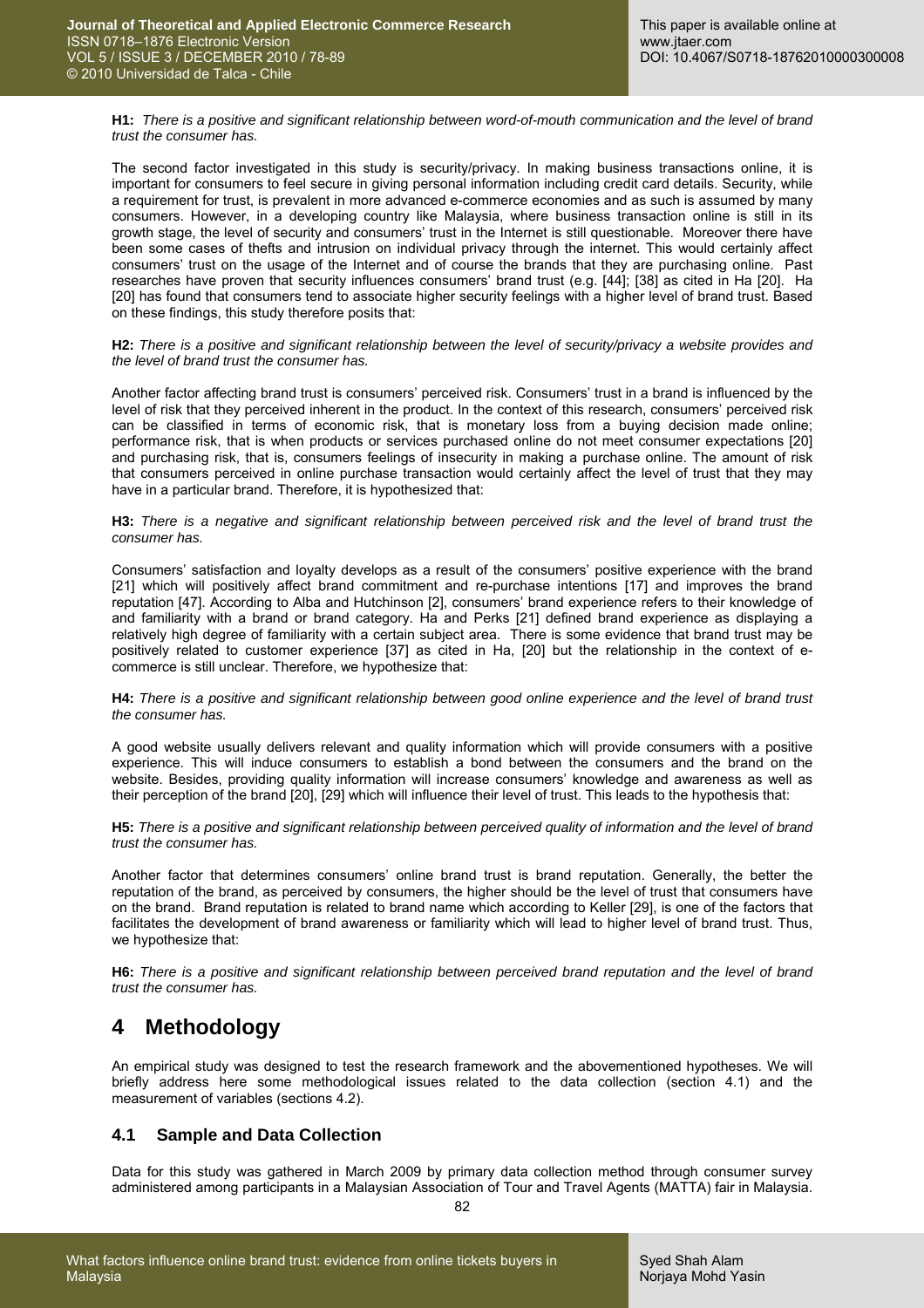**H1:** *There is a positive and significant relationship between word-of-mouth communication and the level of brand trust the consumer has.*

The second factor investigated in this study is security/privacy. In making business transactions online, it is important for consumers to feel secure in giving personal information including credit card details. Security, while a requirement for trust, is prevalent in more advanced e-commerce economies and as such is assumed by many consumers. However, in a developing country like Malaysia, where business transaction online is still in its growth stage, the level of security and consumers' trust in the Internet is still questionable. Moreover there have been some cases of thefts and intrusion on individual privacy through the internet. This would certainly affect consumers' trust on the usage of the Internet and of course the brands that they are purchasing online. Past researches have proven that security influences consumers' brand trust (e.g. [44]; [38] as cited in Ha [20]. Ha [20] has found that consumers tend to associate higher security feelings with a higher level of brand trust. Based on these findings, this study therefore posits that:

**H2:** *There is a positive and significant relationship between the level of security/privacy a website provides and the level of brand trust the consumer has.*

Another factor affecting brand trust is consumers' perceived risk. Consumers' trust in a brand is influenced by the level of risk that they perceived inherent in the product. In the context of this research, consumers' perceived risk can be classified in terms of economic risk, that is monetary loss from a buying decision made online; performance risk, that is when products or services purchased online do not meet consumer expectations [20] and purchasing risk, that is, consumers feelings of insecurity in making a purchase online. The amount of risk that consumers perceived in online purchase transaction would certainly affect the level of trust that they may have in a particular brand. Therefore, it is hypothesized that:

**H3:** *There is a negative and significant relationship between perceived risk and the level of brand trust the consumer has.*

Consumers' satisfaction and loyalty develops as a result of the consumers' positive experience with the brand [21] which will positively affect brand commitment and re-purchase intentions [17] and improves the brand reputation [47]. According to Alba and Hutchinson [2], consumers' brand experience refers to their knowledge of and familiarity with a brand or brand category. Ha and Perks [21] defined brand experience as displaying a relatively high degree of familiarity with a certain subject area. There is some evidence that brand trust may be positively related to customer experience [37] as cited in Ha, [20] but the relationship in the context of e-commerce is still unclear. Therefore, we hypothesize that:

**H4:** *There is a positive and significant relationship between good online experience and the level of brand trust the consumer has.*

A good website usually delivers relevant and quality information which will provide consumers with a positive experience. This will induce consumers to establish a bond between the consumers and the brand on the website. Besides, providing quality information will increase consumers' knowledge and awareness as well as their perception of the brand [20], [29] which will influence their level of trust. This leads to the hypothesis that:

**H5:** *There is a positive and significant relationship between perceived quality of information and the level of brand trust the consumer has.*

Another factor that determines consumers' online brand trust is brand reputation. Generally, the better the reputation of the brand, as perceived by consumers, the higher should be the level of trust that consumers have on the brand. Brand reputation is related to brand name which according to Keller [29], is one of the factors that facilitates the development of brand awareness or familiarity which will lead to higher level of brand trust. Thus, we hypothesize that:

**H6:** *There is a positive and significant relationship between perceived brand reputation and the level of brand trust the consumer has.*

# 4 Methodology

An empirical study was designed to test the research framework and the abovementioned hypotheses. We will briefly address here some methodological issues related to the data collection (section 4.1) and the measurement of variables (sections 4.2).

## 4.1 Sample and Data Collection

Data for this study was gathered in March 2009 by primary data collection method through consumer survey administered among participants in a Malaysian Association of Tour and Travel Agents (MATTA) fair in Malaysia.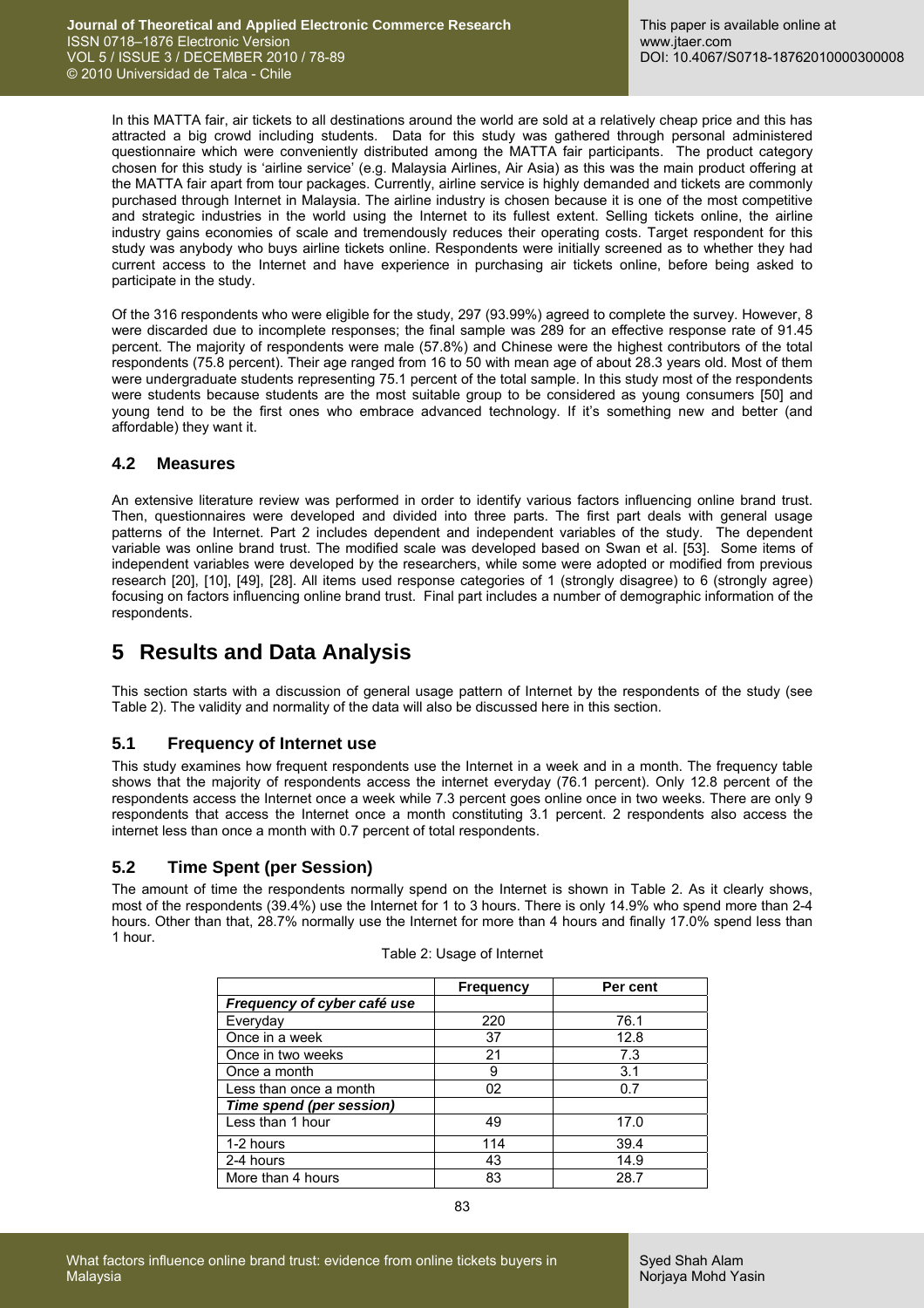In this MATTA fair, air tickets to all destinations around the world are sold at a relatively cheap price and this has attracted a big crowd including students. Data for this study was gathered through personal administered questionnaire which were conveniently distributed among the MATTA fair participants. The product category chosen for this study is 'airline service' (e.g. Malaysia Airlines, Air Asia) as this was the main product offering at the MATTA fair apart from tour packages. Currently, airline service is highly demanded and tickets are commonly purchased through Internet in Malaysia. The airline industry is chosen because it is one of the most competitive and strategic industries in the world using the Internet to its fullest extent. Selling tickets online, the airline industry gains economies of scale and tremendously reduces their operating costs. Target respondent for this study was anybody who buys airline tickets online. Respondents were initially screened as to whether they had current access to the Internet and have experience in purchasing air tickets online, before being asked to participate in the study.

Of the 316 respondents who were eligible for the study, 297 (93.99%) agreed to complete the survey. However, 8 were discarded due to incomplete responses; the final sample was 289 for an effective response rate of 91.45 percent. The majority of respondents were male (57.8%) and Chinese were the highest contributors of the total respondents (75.8 percent). Their age ranged from 16 to 50 with mean age of about 28.3 years old. Most of them were undergraduate students representing 75.1 percent of the total sample. In this study most of the respondents were students because students are the most suitable group to be considered as young consumers [50] and young tend to be the first ones who embrace advanced technology. If it's something new and better (and affordable) they want it.

### 4.2 Measures

An extensive literature review was performed in order to identify various factors influencing online brand trust. Then, questionnaires were developed and divided into three parts. The first part deals with general usage patterns of the Internet. Part 2 includes dependent and independent variables of the study. The dependent variable was online brand trust. The modified scale was developed based on Swan et al. [53]. Some items of independent variables were developed by the researchers, while some were adopted or modified from previous research [20], [10], [49], [28]. All items used response categories of 1 (strongly disagree) to 6 (strongly agree) focusing on factors influencing online brand trust. Final part includes a number of demographic information of the respondents.

## 5 Results and Data Analysis

This section starts with a discussion of general usage pattern of Internet by the respondents of the study (see Table 2). The validity and normality of the data will also be discussed here in this section.

### 5.1 Frequency of Internet use

This study examines how frequent respondents use the Internet in a week and in a month. The frequency table shows that the majority of respondents access the internet everyday (76.1 percent). Only 12.8 percent of the respondents access the Internet once a week while 7.3 percent goes online once in two weeks. There are only 9 respondents that access the Internet once a month constituting 3.1 percent. 2 respondents also access the internet less than once a month with 0.7 percent of total respondents.

### 5.2 Time Spent (per Session)

The amount of time the respondents normally spend on the Internet is shown in Table 2. As it clearly shows, most of the respondents (39.4%) use the Internet for 1 to 3 hours. There is only 14.9% who spend more than 2-4 hours. Other than that, 28.7% normally use the Internet for more than 4 hours and finally 17.0% spend less than 1 hour.

Table 2: Usage of Internet

| | Frequency | Per cent |
|---|---|---|
| ***Frequency of cyber café use*** | | |
| Everyday | 220 | 76.1 |
| Once in a week | 37 | 12.8 |
| Once in two weeks | 21 | 7.3 |
| Once a month | 9 | 3.1 |
| Less than once a month | 02 | 0.7 |
| ***Time spend (per session)*** | | |
| Less than 1 hour | 49 | 17.0 |
| 1-2 hours | 114 | 39.4 |
| 2-4 hours | 43 | 14.9 |
| More than 4 hours | 83 | 28.7 |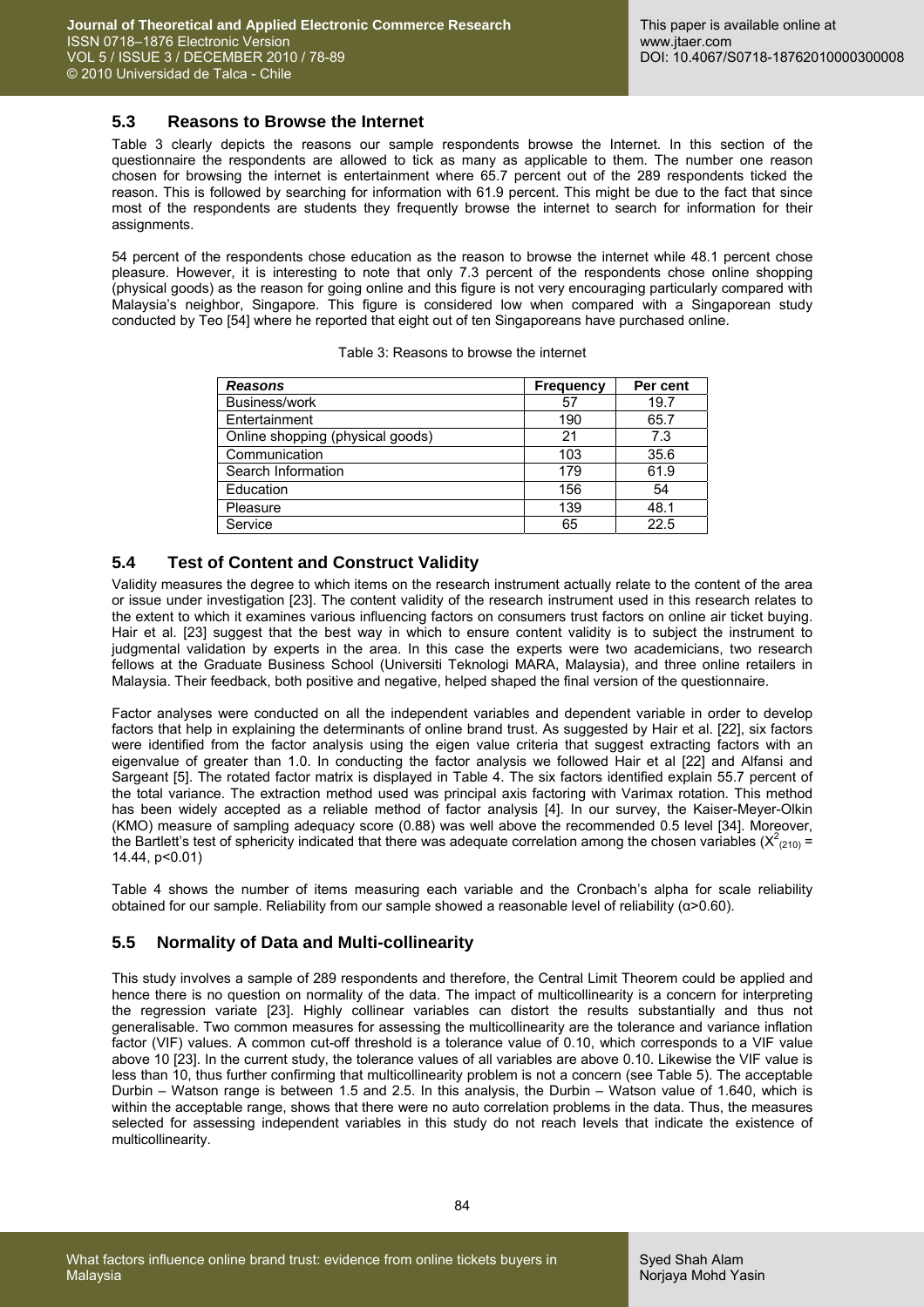## 5.3 Reasons to Browse the Internet

Table 3 clearly depicts the reasons our sample respondents browse the Internet. In this section of the questionnaire the respondents are allowed to tick as many as applicable to them. The number one reason chosen for browsing the internet is entertainment where 65.7 percent out of the 289 respondents ticked the reason. This is followed by searching for information with 61.9 percent. This might be due to the fact that since most of the respondents are students they frequently browse the internet to search for information for their assignments.

54 percent of the respondents chose education as the reason to browse the internet while 48.1 percent chose pleasure. However, it is interesting to note that only 7.3 percent of the respondents chose online shopping (physical goods) as the reason for going online and this figure is not very encouraging particularly compared with Malaysia's neighbor, Singapore. This figure is considered low when compared with a Singaporean study conducted by Teo [54] where he reported that eight out of ten Singaporeans have purchased online.

Table 3: Reasons to browse the internet

| ***Reasons*** | **Frequency** | **Per cent** |
|---|---|---|
| Business/work | 57 | 19.7 |
| Entertainment | 190 | 65.7 |
| Online shopping (physical goods) | 21 | 7.3 |
| Communication | 103 | 35.6 |
| Search Information | 179 | 61.9 |
| Education | 156 | 54 |
| Pleasure | 139 | 48.1 |
| Service | 65 | 22.5 |

## 5.4 Test of Content and Construct Validity

Validity measures the degree to which items on the research instrument actually relate to the content of the area or issue under investigation [23]. The content validity of the research instrument used in this research relates to the extent to which it examines various influencing factors on consumers trust factors on online air ticket buying. Hair et al. [23] suggest that the best way in which to ensure content validity is to subject the instrument to judgmental validation by experts in the area. In this case the experts were two academicians, two research fellows at the Graduate Business School (Universiti Teknologi MARA, Malaysia), and three online retailers in Malaysia. Their feedback, both positive and negative, helped shaped the final version of the questionnaire.

Factor analyses were conducted on all the independent variables and dependent variable in order to develop factors that help in explaining the determinants of online brand trust. As suggested by Hair et al. [22], six factors were identified from the factor analysis using the eigen value criteria that suggest extracting factors with an eigenvalue of greater than 1.0. In conducting the factor analysis we followed Hair et al [22] and Alfansi and Sargeant [5]. The rotated factor matrix is displayed in Table 4. The six factors identified explain 55.7 percent of the total variance. The extraction method used was principal axis factoring with Varimax rotation. This method has been widely accepted as a reliable method of factor analysis [4]. In our survey, the Kaiser-Meyer-Olkin (KMO) measure of sampling adequacy score (0.88) was well above the recommended 0.5 level [34]. Moreover, the Bartlett's test of sphericity indicated that there was adequate correlation among the chosen variables ($X^2_{(210)}$ = 14.44, $p<0.01$)

Table 4 shows the number of items measuring each variable and the Cronbach's alpha for scale reliability obtained for our sample. Reliability from our sample showed a reasonable level of reliability ($\alpha>0.60$).

## 5.5 Normality of Data and Multi-collinearity

This study involves a sample of 289 respondents and therefore, the Central Limit Theorem could be applied and hence there is no question on normality of the data. The impact of multicollinearity is a concern for interpreting the regression variate [23]. Highly collinear variables can distort the results substantially and thus not generalisable. Two common measures for assessing the multicollinearity are the tolerance and variance inflation factor (VIF) values. A common cut-off threshold is a tolerance value of 0.10, which corresponds to a VIF value above 10 [23]. In the current study, the tolerance values of all variables are above 0.10. Likewise the VIF value is less than 10, thus further confirming that multicollinearity problem is not a concern (see Table 5). The acceptable Durbin – Watson range is between 1.5 and 2.5. In this analysis, the Durbin – Watson value of 1.640, which is within the acceptable range, shows that there were no auto correlation problems in the data. Thus, the measures selected for assessing independent variables in this study do not reach levels that indicate the existence of multicollinearity.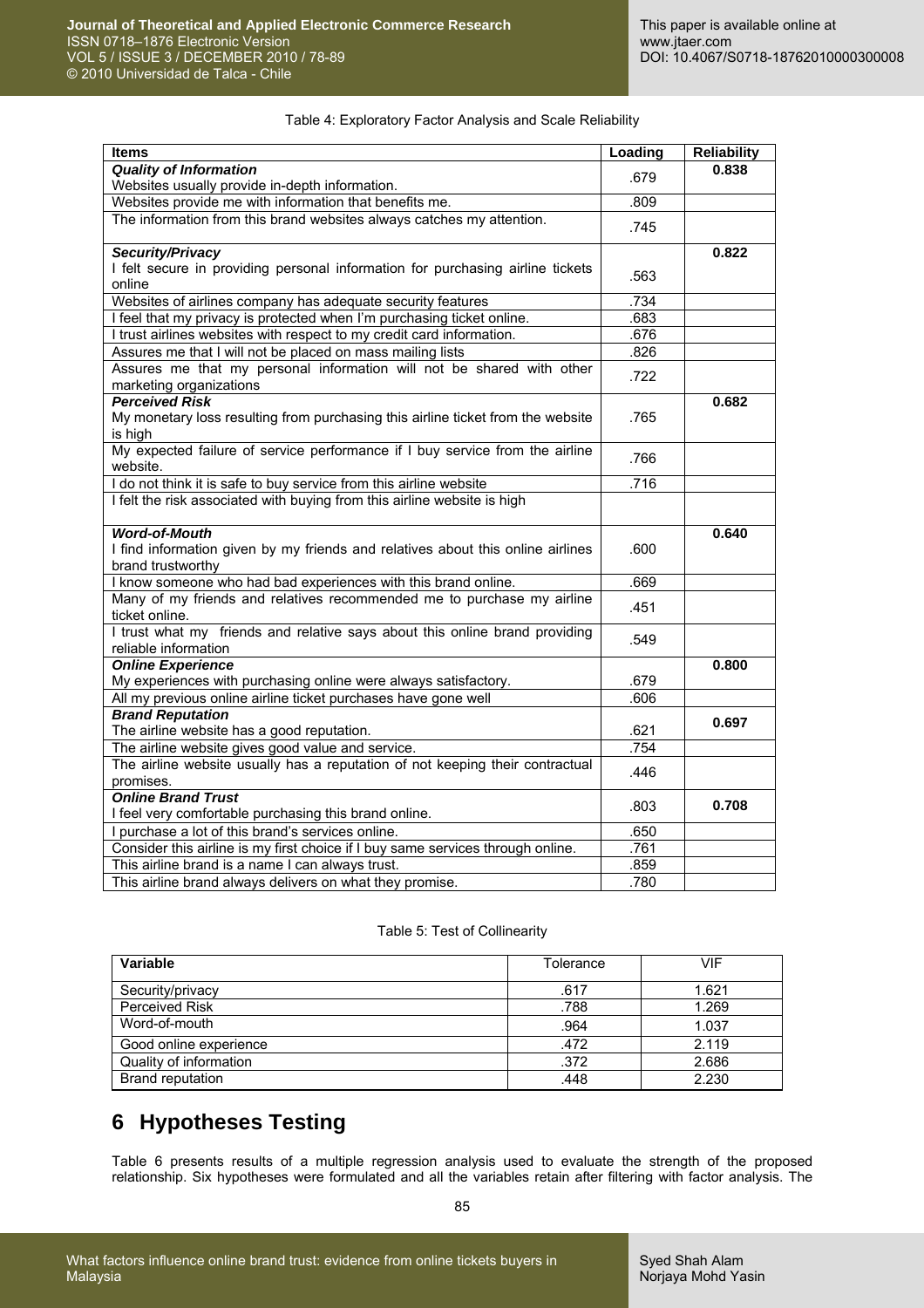Table 4: Exploratory Factor Analysis and Scale Reliability

| Items | Loading | Reliability |
|---|---|---|
| ***Quality of Information*** Websites usually provide in-depth information. | .679 | **0.838** |
| Websites provide me with information that benefits me. | .809 | |
| The information from this brand websites always catches my attention. | .745 | |
| ***Security/Privacy*** I felt secure in providing personal information for purchasing airline tickets online | .563 | **0.822** |
| Websites of airlines company has adequate security features | .734 | |
| I feel that my privacy is protected when I'm purchasing ticket online. | .683 | |
| I trust airlines websites with respect to my credit card information. | .676 | |
| Assures me that I will not be placed on mass mailing lists | .826 | |
| Assures me that my personal information will not be shared with other marketing organizations | .722 | |
| ***Perceived Risk*** My monetary loss resulting from purchasing this airline ticket from the website is high | .765 | **0.682** |
| My expected failure of service performance if I buy service from the airline website. | .766 | |
| I do not think it is safe to buy service from this airline website | .716 | |
| I felt the risk associated with buying from this airline website is high | | |
| ***Word-of-Mouth*** I find information given by my friends and relatives about this online airlines brand trustworthy | .600 | **0.640** |
| I know someone who had bad experiences with this brand online. | .669 | |
| Many of my friends and relatives recommended me to purchase my airline ticket online. | .451 | |
| I trust what my friends and relative says about this online brand providing reliable information | .549 | |
| ***Online Experience*** My experiences with purchasing online were always satisfactory. | .679 | **0.800** |
| All my previous online airline ticket purchases have gone well | .606 | |
| ***Brand Reputation*** The airline website has a good reputation. | .621 | **0.697** |
| The airline website gives good value and service. | .754 | |
| The airline website usually has a reputation of not keeping their contractual promises. | .446 | |
| ***Online Brand Trust*** I feel very comfortable purchasing this brand online. | .803 | **0.708** |
| I purchase a lot of this brand's services online. | .650 | |
| Consider this airline is my first choice if I buy same services through online. | .761 | |
| This airline brand is a name I can always trust. | .859 | |
| This airline brand always delivers on what they promise. | .780 | |

Table 5: Test of Collinearity

| Variable | Tolerance | VIF |
|---|---|---|
| Security/privacy | .617 | 1.621 |
| Perceived Risk | .788 | 1.269 |
| Word-of-mouth | .964 | 1.037 |
| Good online experience | .472 | 2.119 |
| Quality of information | .372 | 2.686 |
| Brand reputation | .448 | 2.230 |

# 6 Hypotheses Testing

Table 6 presents results of a multiple regression analysis used to evaluate the strength of the proposed relationship. Six hypotheses were formulated and all the variables retain after filtering with factor analysis. The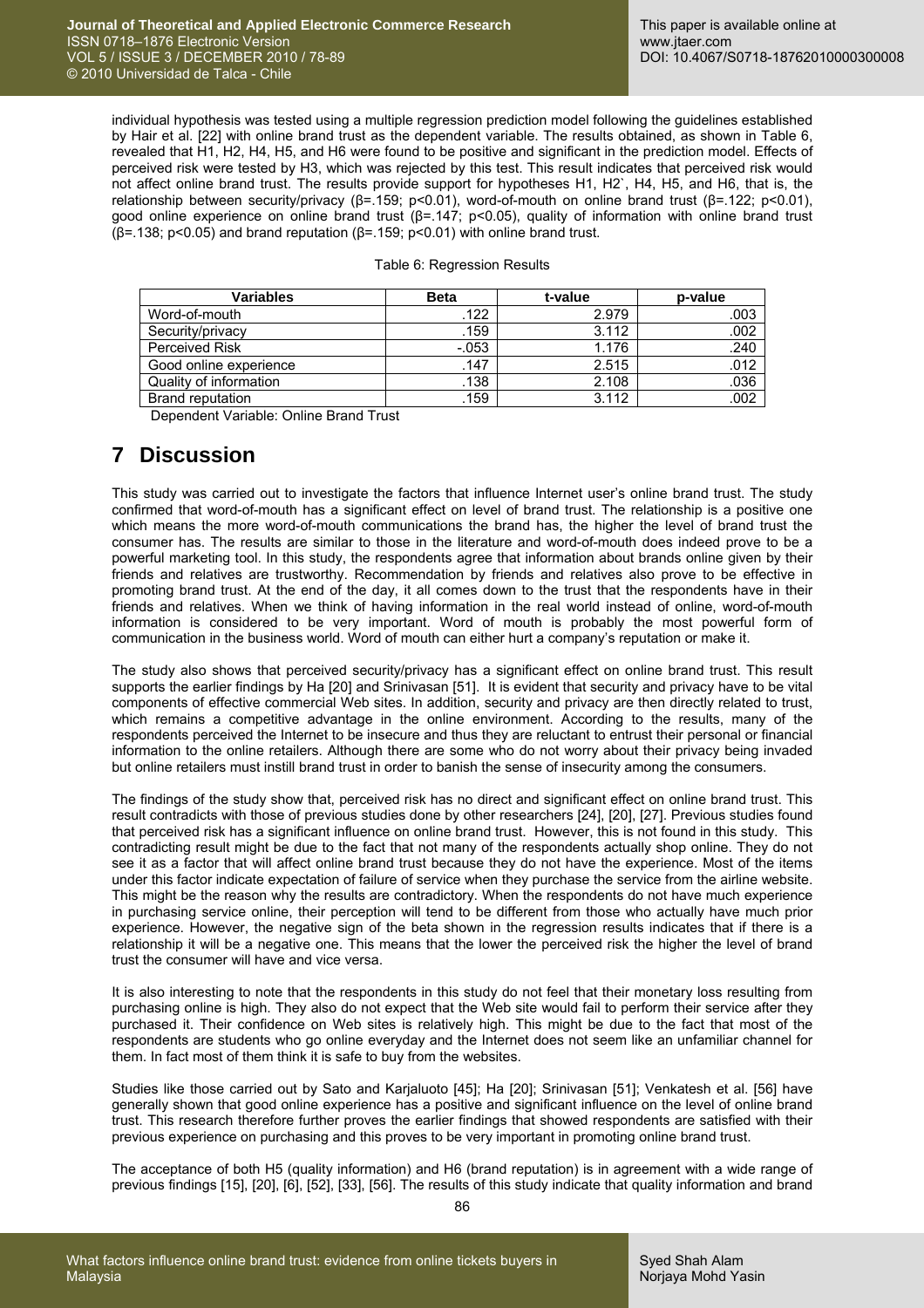individual hypothesis was tested using a multiple regression prediction model following the guidelines established by Hair et al. [22] with online brand trust as the dependent variable. The results obtained, as shown in Table 6, revealed that H1, H2, H4, H5, and H6 were found to be positive and significant in the prediction model. Effects of perceived risk were tested by H3, which was rejected by this test. This result indicates that perceived risk would not affect online brand trust. The results provide support for hypotheses H1, H2`, H4, H5, and H6, that is, the relationship between security/privacy ($\beta$=.159; $p<0.01$), word-of-mouth on online brand trust ($\beta$=.122; $p<0.01$), good online experience on online brand trust ($\beta$=.147; $p<0.05$), quality of information with online brand trust ($\beta$=.138; $p<0.05$) and brand reputation ($\beta$=.159; $p<0.01$) with online brand trust.

Table 6: Regression Results

| Variables | Beta | t-value | p-value |
|---|---|---|---|
| Word-of-mouth | .122 | 2.979 | .003 |
| Security/privacy | .159 | 3.112 | .002 |
| Perceived Risk | -.053 | 1.176 | .240 |
| Good online experience | .147 | 2.515 | .012 |
| Quality of information | .138 | 2.108 | .036 |
| Brand reputation | .159 | 3.112 | .002 |

Dependent Variable: Online Brand Trust

# 7 Discussion

This study was carried out to investigate the factors that influence Internet user's online brand trust. The study confirmed that word-of-mouth has a significant effect on level of brand trust. The relationship is a positive one which means the more word-of-mouth communications the brand has, the higher the level of brand trust the consumer has. The results are similar to those in the literature and word-of-mouth does indeed prove to be a powerful marketing tool. In this study, the respondents agree that information about brands online given by their friends and relatives are trustworthy. Recommendation by friends and relatives also prove to be effective in promoting brand trust. At the end of the day, it all comes down to the trust that the respondents have in their friends and relatives. When we think of having information in the real world instead of online, word-of-mouth information is considered to be very important. Word of mouth is probably the most powerful form of communication in the business world. Word of mouth can either hurt a company's reputation or make it.

The study also shows that perceived security/privacy has a significant effect on online brand trust. This result supports the earlier findings by Ha [20] and Srinivasan [51]. It is evident that security and privacy have to be vital components of effective commercial Web sites. In addition, security and privacy are then directly related to trust, which remains a competitive advantage in the online environment. According to the results, many of the respondents perceived the Internet to be insecure and thus they are reluctant to entrust their personal or financial information to the online retailers. Although there are some who do not worry about their privacy being invaded but online retailers must instill brand trust in order to banish the sense of insecurity among the consumers.

The findings of the study show that, perceived risk has no direct and significant effect on online brand trust. This result contradicts with those of previous studies done by other researchers [24], [20], [27]. Previous studies found that perceived risk has a significant influence on online brand trust. However, this is not found in this study. This contradicting result might be due to the fact that not many of the respondents actually shop online. They do not see it as a factor that will affect online brand trust because they do not have the experience. Most of the items under this factor indicate expectation of failure of service when they purchase the service from the airline website. This might be the reason why the results are contradictory. When the respondents do not have much experience in purchasing service online, their perception will tend to be different from those who actually have much prior experience. However, the negative sign of the beta shown in the regression results indicates that if there is a relationship it will be a negative one. This means that the lower the perceived risk the higher the level of brand trust the consumer will have and vice versa.

It is also interesting to note that the respondents in this study do not feel that their monetary loss resulting from purchasing online is high. They also do not expect that the Web site would fail to perform their service after they purchased it. Their confidence on Web sites is relatively high. This might be due to the fact that most of the respondents are students who go online everyday and the Internet does not seem like an unfamiliar channel for them. In fact most of them think it is safe to buy from the websites.

Studies like those carried out by Sato and Karjaluoto [45]; Ha [20]; Srinivasan [51]; Venkatesh et al. [56] have generally shown that good online experience has a positive and significant influence on the level of online brand trust. This research therefore further proves the earlier findings that showed respondents are satisfied with their previous experience on purchasing and this proves to be very important in promoting online brand trust.

The acceptance of both H5 (quality information) and H6 (brand reputation) is in agreement with a wide range of previous findings [15], [20], [6], [52], [33], [56]. The results of this study indicate that quality information and brand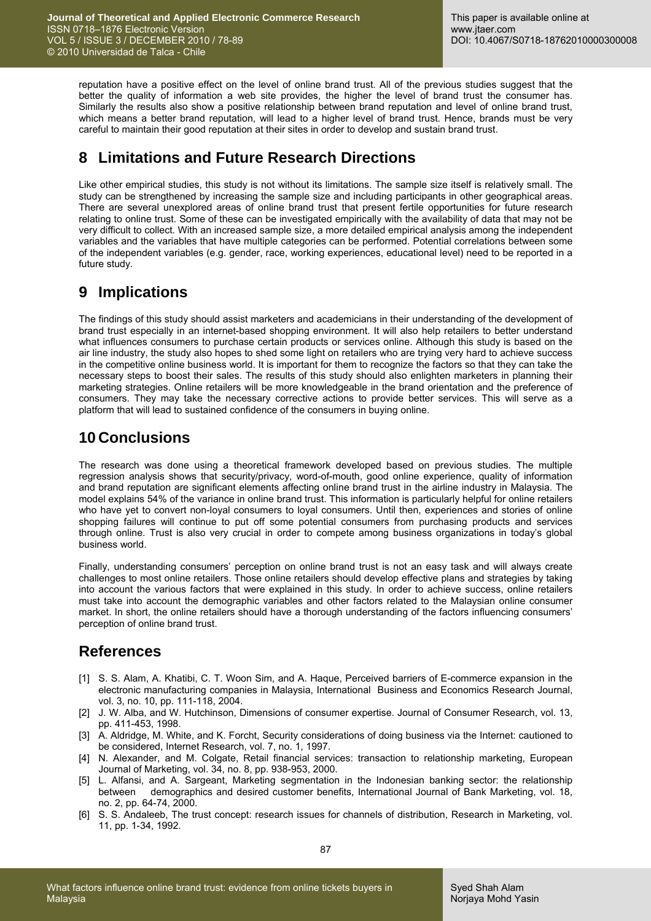reputation have a positive effect on the level of online brand trust. All of the previous studies suggest that the better the quality of information a web site provides, the higher the level of brand trust the consumer has. Similarly the results also show a positive relationship between brand reputation and level of online brand trust, which means a better brand reputation, will lead to a higher level of brand trust. Hence, brands must be very careful to maintain their good reputation at their sites in order to develop and sustain brand trust.

## 8 Limitations and Future Research Directions

Like other empirical studies, this study is not without its limitations. The sample size itself is relatively small. The study can be strengthened by increasing the sample size and including participants in other geographical areas. There are several unexplored areas of online brand trust that present fertile opportunities for future research relating to online trust. Some of these can be investigated empirically with the availability of data that may not be very difficult to collect. With an increased sample size, a more detailed empirical analysis among the independent variables and the variables that have multiple categories can be performed. Potential correlations between some of the independent variables (e.g. gender, race, working experiences, educational level) need to be reported in a future study.

## 9 Implications

The findings of this study should assist marketers and academicians in their understanding of the development of brand trust especially in an internet-based shopping environment. It will also help retailers to better understand what influences consumers to purchase certain products or services online. Although this study is based on the air line industry, the study also hopes to shed some light on retailers who are trying very hard to achieve success in the competitive online business world. It is important for them to recognize the factors so that they can take the necessary steps to boost their sales. The results of this study should also enlighten marketers in planning their marketing strategies. Online retailers will be more knowledgeable in the brand orientation and the preference of consumers. They may take the necessary corrective actions to provide better services. This will serve as a platform that will lead to sustained confidence of the consumers in buying online.

## 10 Conclusions

The research was done using a theoretical framework developed based on previous studies. The multiple regression analysis shows that security/privacy, word-of-mouth, good online experience, quality of information and brand reputation are significant elements affecting online brand trust in the airline industry in Malaysia. The model explains 54% of the variance in online brand trust. This information is particularly helpful for online retailers who have yet to convert non-loyal consumers to loyal consumers. Until then, experiences and stories of online shopping failures will continue to put off some potential consumers from purchasing products and services through online. Trust is also very crucial in order to compete among business organizations in today's global business world.

Finally, understanding consumers' perception on online brand trust is not an easy task and will always create challenges to most online retailers. Those online retailers should develop effective plans and strategies by taking into account the various factors that were explained in this study. In order to achieve success, online retailers must take into account the demographic variables and other factors related to the Malaysian online consumer market. In short, the online retailers should have a thorough understanding of the factors influencing consumers' perception of online brand trust.

## References

[1] S. S. Alam, A. Khatibi, C. T. Woon Sim, and A. Haque, Perceived barriers of E-commerce expansion in the electronic manufacturing companies in Malaysia, International Business and Economics Research Journal, vol. 3, no. 10, pp. 111-118, 2004.

[2] J. W. Alba, and W. Hutchinson, Dimensions of consumer expertise. Journal of Consumer Research, vol. 13, pp. 411-453, 1998.

[3] A. Aldridge, M. White, and K. Forcht, Security considerations of doing business via the Internet: cautioned to be considered, Internet Research, vol. 7, no. 1, 1997.

[4] N. Alexander, and M. Colgate, Retail financial services: transaction to relationship marketing, European Journal of Marketing, vol. 34, no. 8, pp. 938-953, 2000.

[5] L. Alfansi, and A. Sargeant, Marketing segmentation in the Indonesian banking sector: the relationship between demographics and desired customer benefits, International Journal of Bank Marketing, vol. 18, no. 2, pp. 64-74, 2000.

[6] S. S. Andaleeb, The trust concept: research issues for channels of distribution, Research in Marketing, vol. 11, pp. 1-34, 1992.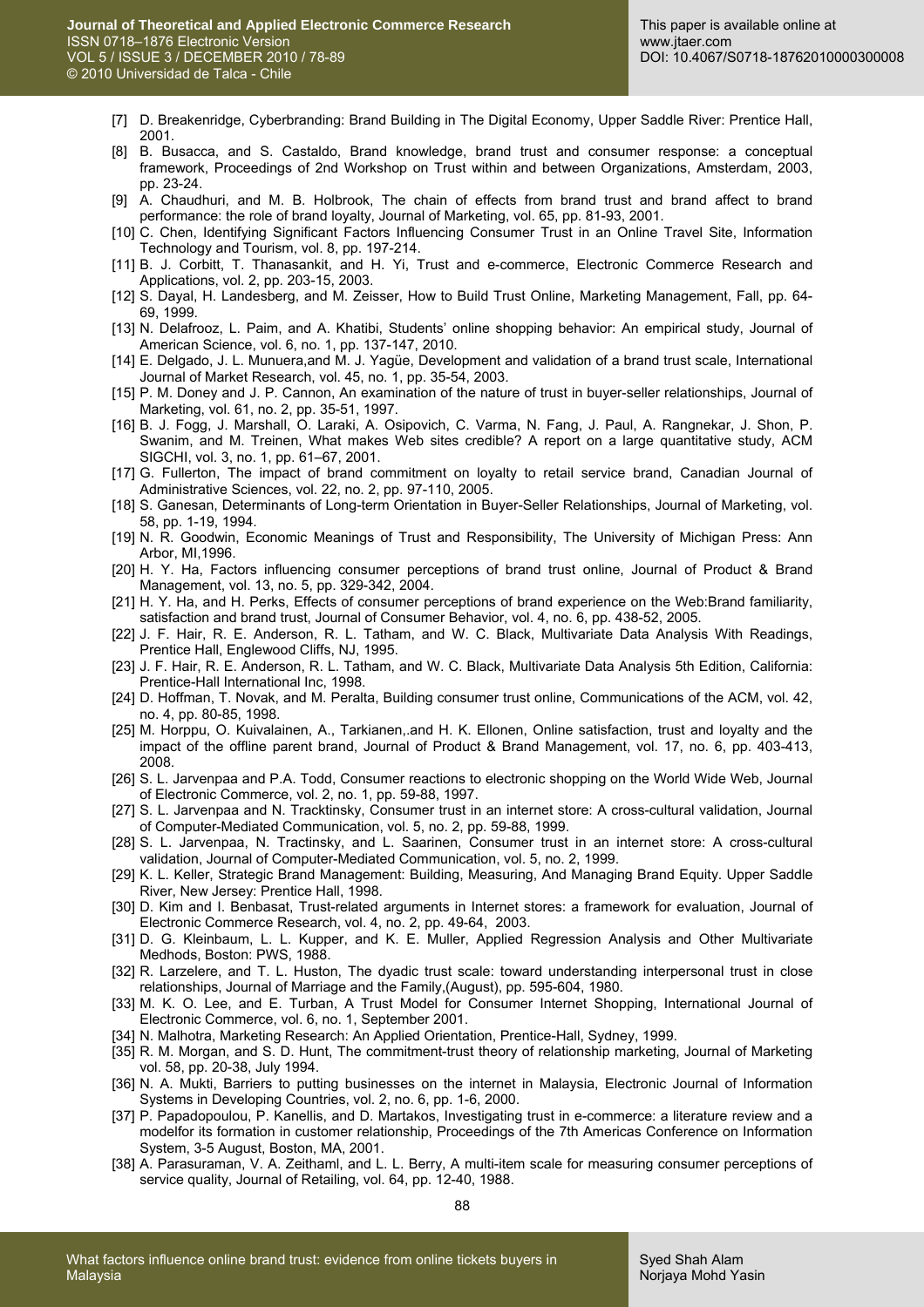[7] D. Breakenridge, Cyberbranding: Brand Building in The Digital Economy, Upper Saddle River: Prentice Hall, 2001.

[8] B. Busacca, and S. Castaldo, Brand knowledge, brand trust and consumer response: a conceptual framework, Proceedings of 2nd Workshop on Trust within and between Organizations, Amsterdam, 2003, pp. 23-24.

[9] A. Chaudhuri, and M. B. Holbrook, The chain of effects from brand trust and brand affect to brand performance: the role of brand loyalty, Journal of Marketing, vol. 65, pp. 81-93, 2001.

[10] C. Chen, Identifying Significant Factors Influencing Consumer Trust in an Online Travel Site, Information Technology and Tourism, vol. 8, pp. 197-214.

[11] B. J. Corbitt, T. Thanasankit, and H. Yi, Trust and e-commerce, Electronic Commerce Research and Applications, vol. 2, pp. 203-15, 2003.

[12] S. Dayal, H. Landesberg, and M. Zeisser, How to Build Trust Online, Marketing Management, Fall, pp. 64-69, 1999.

[13] N. Delafrooz, L. Paim, and A. Khatibi, Students' online shopping behavior: An empirical study, Journal of American Science, vol. 6, no. 1, pp. 137-147, 2010.

[14] E. Delgado, J. L. Munuera,and M. J. Yagüe, Development and validation of a brand trust scale, International Journal of Market Research, vol. 45, no. 1, pp. 35-54, 2003.

[15] P. M. Doney and J. P. Cannon, An examination of the nature of trust in buyer-seller relationships, Journal of Marketing, vol. 61, no. 2, pp. 35-51, 1997.

[16] B. J. Fogg, J. Marshall, O. Laraki, A. Osipovich, C. Varma, N. Fang, J. Paul, A. Rangnekar, J. Shon, P. Swanim, and M. Treinen, What makes Web sites credible? A report on a large quantitative study, ACM SIGCHI, vol. 3, no. 1, pp. 61–67, 2001.

[17] G. Fullerton, The impact of brand commitment on loyalty to retail service brand, Canadian Journal of Administrative Sciences, vol. 22, no. 2, pp. 97-110, 2005.

[18] S. Ganesan, Determinants of Long-term Orientation in Buyer-Seller Relationships, Journal of Marketing, vol. 58, pp. 1-19, 1994.

[19] N. R. Goodwin, Economic Meanings of Trust and Responsibility, The University of Michigan Press: Ann Arbor, MI,1996.

[20] H. Y. Ha, Factors influencing consumer perceptions of brand trust online, Journal of Product & Brand Management, vol. 13, no. 5, pp. 329-342, 2004.

[21] H. Y. Ha, and H. Perks, Effects of consumer perceptions of brand experience on the Web:Brand familiarity, satisfaction and brand trust, Journal of Consumer Behavior, vol. 4, no. 6, pp. 438-52, 2005.

[22] J. F. Hair, R. E. Anderson, R. L. Tatham, and W. C. Black, Multivariate Data Analysis With Readings, Prentice Hall, Englewood Cliffs, NJ, 1995.

[23] J. F. Hair, R. E. Anderson, R. L. Tatham, and W. C. Black, Multivariate Data Analysis 5th Edition, California: Prentice-Hall International Inc, 1998.

[24] D. Hoffman, T. Novak, and M. Peralta, Building consumer trust online, Communications of the ACM, vol. 42, no. 4, pp. 80-85, 1998.

[25] M. Horppu, O. Kuivalainen, A., Tarkianen,.and H. K. Ellonen, Online satisfaction, trust and loyalty and the impact of the offline parent brand, Journal of Product & Brand Management, vol. 17, no. 6, pp. 403-413, 2008.

[26] S. L. Jarvenpaa and P.A. Todd, Consumer reactions to electronic shopping on the World Wide Web, Journal of Electronic Commerce, vol. 2, no. 1, pp. 59-88, 1997.

[27] S. L. Jarvenpaa and N. Tracktinsky, Consumer trust in an internet store: A cross-cultural validation, Journal of Computer-Mediated Communication, vol. 5, no. 2, pp. 59-88, 1999.

[28] S. L. Jarvenpaa, N. Tractinsky, and L. Saarinen, Consumer trust in an internet store: A cross-cultural validation, Journal of Computer-Mediated Communication, vol. 5, no. 2, 1999.

[29] K. L. Keller, Strategic Brand Management: Building, Measuring, And Managing Brand Equity. Upper Saddle River, New Jersey: Prentice Hall, 1998.

[30] D. Kim and I. Benbasat, Trust-related arguments in Internet stores: a framework for evaluation, Journal of Electronic Commerce Research, vol. 4, no. 2, pp. 49-64, 2003.

[31] D. G. Kleinbaum, L. L. Kupper, and K. E. Muller, Applied Regression Analysis and Other Multivariate Medhods, Boston: PWS, 1988.

[32] R. Larzelere, and T. L. Huston, The dyadic trust scale: toward understanding interpersonal trust in close relationships, Journal of Marriage and the Family,(August), pp. 595-604, 1980.

[33] M. K. O. Lee, and E. Turban, A Trust Model for Consumer Internet Shopping, International Journal of Electronic Commerce, vol. 6, no. 1, September 2001.

[34] N. Malhotra, Marketing Research: An Applied Orientation, Prentice-Hall, Sydney, 1999.

[35] R. M. Morgan, and S. D. Hunt, The commitment-trust theory of relationship marketing, Journal of Marketing vol. 58, pp. 20-38, July 1994.

[36] N. A. Mukti, Barriers to putting businesses on the internet in Malaysia, Electronic Journal of Information Systems in Developing Countries, vol. 2, no. 6, pp. 1-6, 2000.

[37] P. Papadopoulou, P. Kanellis, and D. Martakos, Investigating trust in e-commerce: a literature review and a modelfor its formation in customer relationship, Proceedings of the 7th Americas Conference on Information System, 3-5 August, Boston, MA, 2001.

[38] A. Parasuraman, V. A. Zeithaml, and L. L. Berry, A multi-item scale for measuring consumer perceptions of service quality, Journal of Retailing, vol. 64, pp. 12-40, 1988.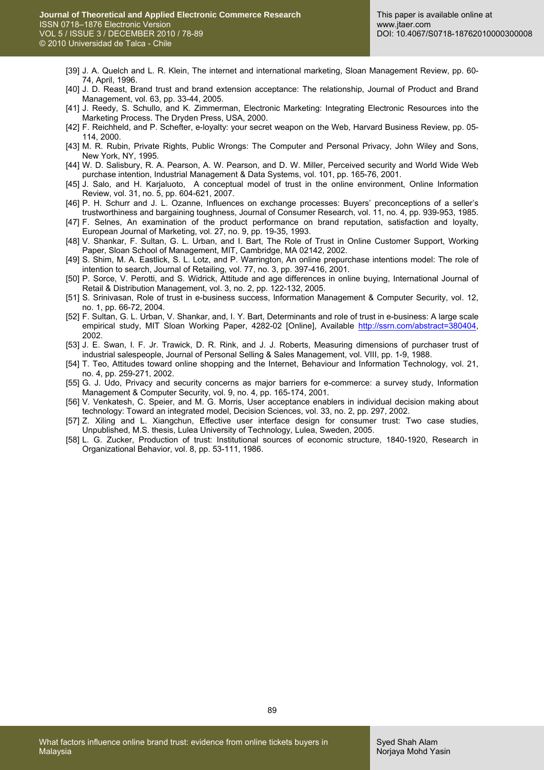[39] J. A. Quelch and L. R. Klein, The internet and international marketing, Sloan Management Review, pp. 60-74, April, 1996.

[40] J. D. Reast, Brand trust and brand extension acceptance: The relationship, Journal of Product and Brand Management, vol. 63, pp. 33-44, 2005.

[41] J. Reedy, S. Schullo, and K. Zimmerman, Electronic Marketing: Integrating Electronic Resources into the Marketing Process. The Dryden Press, USA, 2000.

[42] F. Reichheld, and P. Schefter, e-loyalty: your secret weapon on the Web, Harvard Business Review, pp. 05-114, 2000.

[43] M. R. Rubin, Private Rights, Public Wrongs: The Computer and Personal Privacy, John Wiley and Sons, New York, NY, 1995.

[44] W. D. Salisbury, R. A. Pearson, A. W. Pearson, and D. W. Miller, Perceived security and World Wide Web purchase intention, Industrial Management & Data Systems, vol. 101, pp. 165-76, 2001.

[45] J. Salo, and H. Karjaluoto, A conceptual model of trust in the online environment, Online Information Review, vol. 31, no. 5, pp. 604-621, 2007.

[46] P. H. Schurr and J. L. Ozanne, Influences on exchange processes: Buyers' preconceptions of a seller's trustworthiness and bargaining toughness, Journal of Consumer Research, vol. 11, no. 4, pp. 939-953, 1985.

[47] F. Selnes, An examination of the product performance on brand reputation, satisfaction and loyalty, European Journal of Marketing, vol. 27, no. 9, pp. 19-35, 1993.

[48] V. Shankar, F. Sultan, G. L. Urban, and I. Bart, The Role of Trust in Online Customer Support, Working Paper, Sloan School of Management, MIT, Cambridge, MA 02142, 2002.

[49] S. Shim, M. A. Eastlick, S. L. Lotz, and P. Warrington, An online prepurchase intentions model: The role of intention to search, Journal of Retailing, vol. 77, no. 3, pp. 397-416, 2001.

[50] P. Sorce, V. Perotti, and S. Widrick, Attitude and age differences in online buying, International Journal of Retail & Distribution Management, vol. 3, no. 2, pp. 122-132, 2005.

[51] S. Srinivasan, Role of trust in e-business success, Information Management & Computer Security, vol. 12, no. 1, pp. 66-72, 2004.

[52] F. Sultan, G. L. Urban, V. Shankar, and, I. Y. Bart, Determinants and role of trust in e-business: A large scale empirical study, MIT Sloan Working Paper, 4282-02 [Online], Available http://ssrn.com/abstract=380404, 2002.

[53] J. E. Swan, I. F. Jr. Trawick, D. R. Rink, and J. J. Roberts, Measuring dimensions of purchaser trust of industrial salespeople, Journal of Personal Selling & Sales Management, vol. VIII, pp. 1-9, 1988.

[54] T. Teo, Attitudes toward online shopping and the Internet, Behaviour and Information Technology, vol. 21, no. 4, pp. 259-271, 2002.

[55] G. J. Udo, Privacy and security concerns as major barriers for e-commerce: a survey study, Information Management & Computer Security, vol. 9, no. 4, pp. 165-174, 2001.

[56] V. Venkatesh, C. Speier, and M. G. Morris, User acceptance enablers in individual decision making about technology: Toward an integrated model, Decision Sciences, vol. 33, no. 2, pp. 297, 2002.

[57] Z. Xiling and L. Xiangchun, Effective user interface design for consumer trust: Two case studies, Unpublished, M.S. thesis, Lulea University of Technology, Lulea, Sweden, 2005.

[58] L. G. Zucker, Production of trust: Institutional sources of economic structure, 1840-1920, Research in Organizational Behavior, vol. 8, pp. 53-111, 1986.